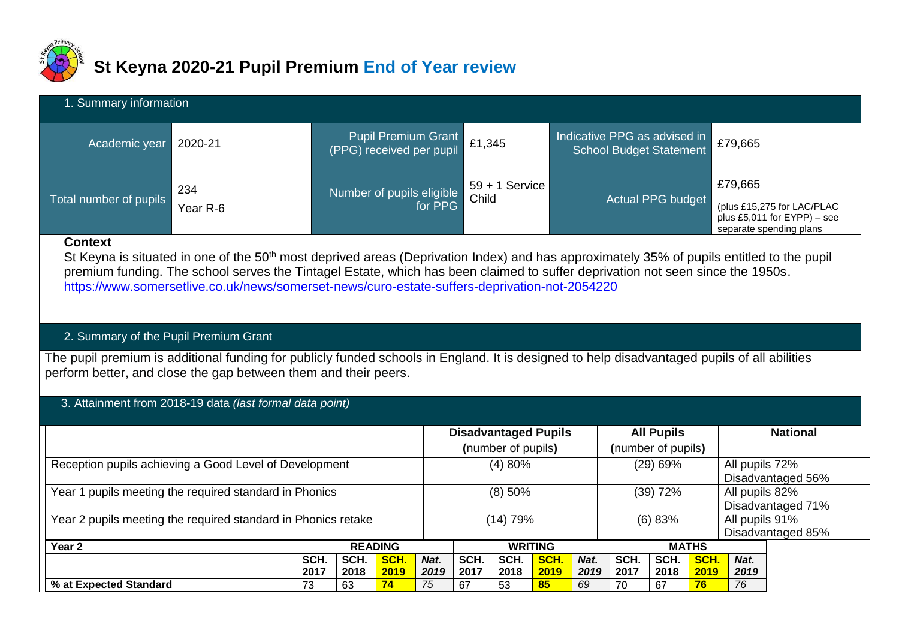# St Keyna 2020-21 Pupil Premium End of Year review

## 1. Summary information

| Academic year | 2020-21 | Pupil Premium Grant (PPG) received per pupil | £1,345 | Indicative PPG as advised in School Budget Statement | £79,665 |
|---|---|---|---|---|---|
| Total number of pupils | 234 Year R-6 | Number of pupils eligible for PPG | 59 + 1 Service Child | Actual PPG budget | £79,665 (plus £15,275 for LAC/PLAC plus £5,011 for EYPP) – see separate spending plans |

**Context**

St Keyna is situated in one of the 50th most deprived areas (Deprivation Index) and has approximately 35% of pupils entitled to the pupil premium funding. The school serves the Tintagel Estate, which has been claimed to suffer deprivation not seen since the 1950s. https://www.somersetlive.co.uk/news/somerset-news/curo-estate-suffers-deprivation-not-2054220

## 2. Summary of the Pupil Premium Grant

The pupil premium is additional funding for publicly funded schools in England. It is designed to help disadvantaged pupils of all abilities perform better, and close the gap between them and their peers.

## 3. Attainment from 2018-19 data *(last formal data point)*

| | Disadvantaged Pupils (number of pupils) | All Pupils (number of pupils) | National |
|---|---|---|---|
| Reception pupils achieving a Good Level of Development | (4) 80% | (29) 69% | All pupils 72% Disadvantaged 56% |
| Year 1 pupils meeting the required standard in Phonics | (8) 50% | (39) 72% | All pupils 82% Disadvantaged 71% |
| Year 2 pupils meeting the required standard in Phonics retake | (14) 79% | (6) 83% | All pupils 91% Disadvantaged 85% |

| **Year 2** | **READING** | | | | **WRITING** | | | | **MATHS** | | | |
|---|---|---|---|---|---|---|---|---|---|---|---|---|
| | **SCH. 2017** | **SCH. 2018** | **SCH. 2019** | ***Nat. 2019*** | **SCH. 2017** | **SCH. 2018** | **SCH. 2019** | ***Nat. 2019*** | **SCH. 2017** | **SCH. 2018** | **SCH. 2019** | ***Nat. 2019*** |
| **% at Expected Standard** | 73 | 63 | **74** | *75* | 67 | 53 | **85** | *69* | 70 | 67 | **76** | *76* |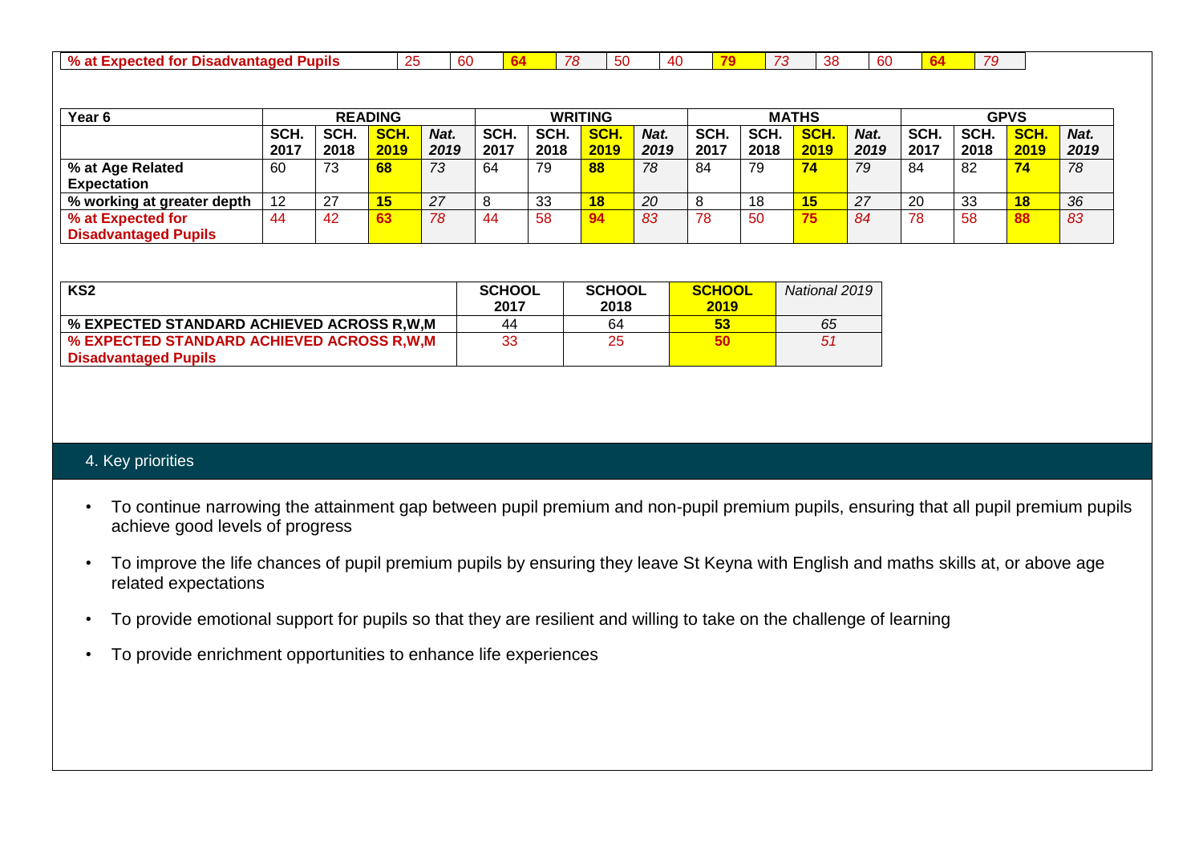| % at Expected for Disadvantaged Pupils | 25 | 60 | **64** | *78* | 50 | 40 | **79** | *73* | 38 | 60 | **64** | *79* |
|---|---|---|---|---|---|---|---|---|---|---|---|---|

| Year 6 | READING | | | | WRITING | | | | MATHS | | | | GPVS | | | |
|---|---|---|---|---|---|---|---|---|---|---|---|---|---|---|---|---|
| | SCH. 2017 | SCH. 2018 | SCH. 2019 | *Nat. 2019* | SCH. 2017 | SCH. 2018 | SCH. 2019 | *Nat. 2019* | SCH. 2017 | SCH. 2018 | SCH. 2019 | *Nat. 2019* | SCH. 2017 | SCH. 2018 | SCH. 2019 | *Nat. 2019* |
| % at Age Related Expectation | 60 | 73 | **68** | *73* | 64 | 79 | **88** | *78* | 84 | 79 | **74** | *79* | 84 | 82 | **74** | *78* |
| % working at greater depth | 12 | 27 | **15** | *27* | 8 | 33 | **18** | *20* | 8 | 18 | **15** | *27* | 20 | 33 | **18** | *36* |
| % at Expected for Disadvantaged Pupils | 44 | 42 | **63** | *78* | 44 | 58 | **94** | *83* | 78 | 50 | **75** | *84* | 78 | 58 | **88** | *83* |

| KS2 | SCHOOL 2017 | SCHOOL 2018 | SCHOOL 2019 | *National 2019* |
|---|---|---|---|---|
| % EXPECTED STANDARD ACHIEVED ACROSS R,W,M | 44 | 64 | **53** | *65* |
| % EXPECTED STANDARD ACHIEVED ACROSS R,W,M Disadvantaged Pupils | 33 | 25 | **50** | *51* |

## 4. Key priorities

- To continue narrowing the attainment gap between pupil premium and non-pupil premium pupils, ensuring that all pupil premium pupils achieve good levels of progress
- To improve the life chances of pupil premium pupils by ensuring they leave St Keyna with English and maths skills at, or above age related expectations
- To provide emotional support for pupils so that they are resilient and willing to take on the challenge of learning
- To provide enrichment opportunities to enhance life experiences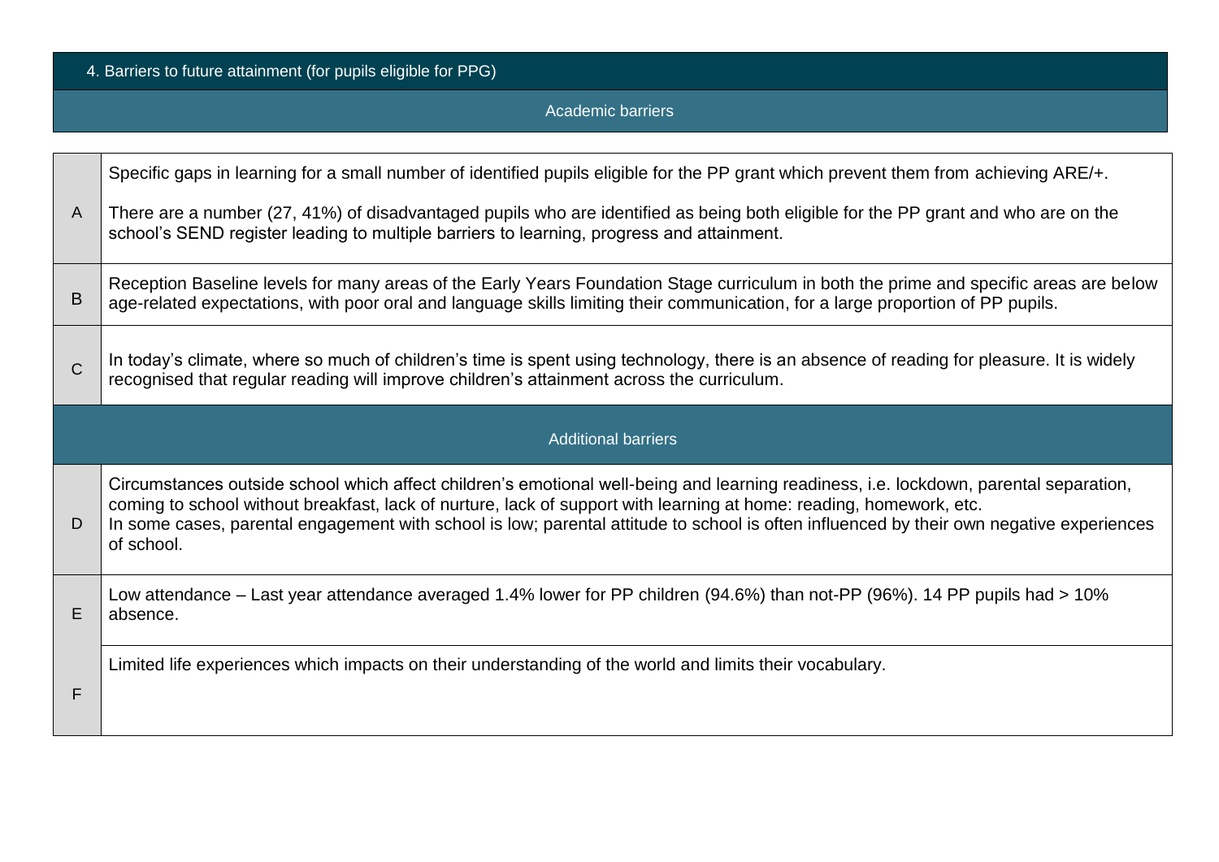## 4. Barriers to future attainment (for pupils eligible for PPG)

| Academic barriers | |
|---|---|
| A | Specific gaps in learning for a small number of identified pupils eligible for the PP grant which prevent them from achieving ARE/+.<br><br>There are a number (27, 41%) of disadvantaged pupils who are identified as being both eligible for the PP grant and who are on the school's SEND register leading to multiple barriers to learning, progress and attainment. |
| B | Reception Baseline levels for many areas of the Early Years Foundation Stage curriculum in both the prime and specific areas are below age-related expectations, with poor oral and language skills limiting their communication, for a large proportion of PP pupils. |
| C | In today's climate, where so much of children's time is spent using technology, there is an absence of reading for pleasure. It is widely recognised that regular reading will improve children's attainment across the curriculum. |
| **Additional barriers** | |
| D | Circumstances outside school which affect children's emotional well-being and learning readiness, i.e. lockdown, parental separation, coming to school without breakfast, lack of nurture, lack of support with learning at home: reading, homework, etc.<br>In some cases, parental engagement with school is low; parental attitude to school is often influenced by their own negative experiences of school. |
| E | Low attendance – Last year attendance averaged 1.4% lower for PP children (94.6%) than not-PP (96%). 14 PP pupils had > 10% absence. |
| F | Limited life experiences which impacts on their understanding of the world and limits their vocabulary. |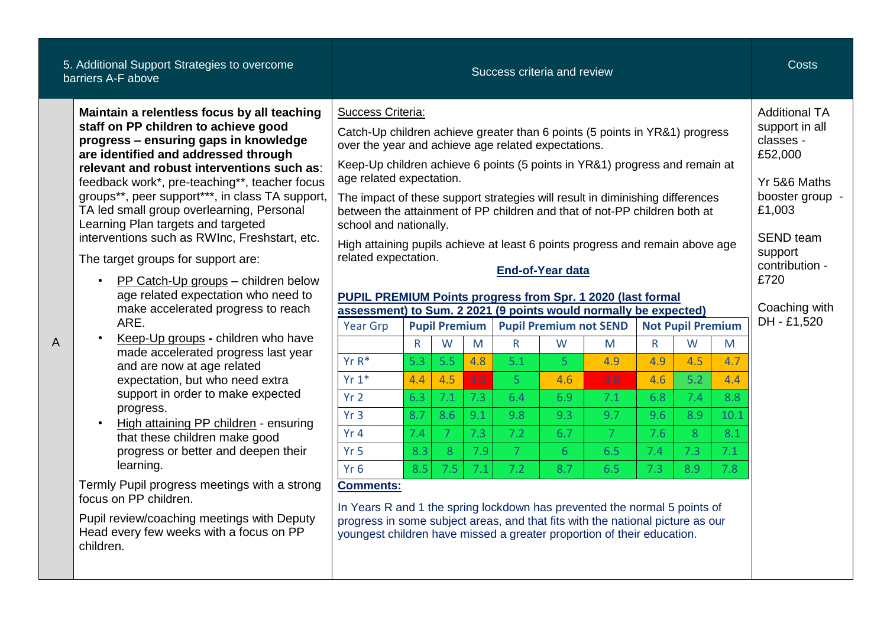| | 5. Additional Support Strategies to overcome barriers A-F above | Success criteria and review | Costs |
|---|---|---|---|
| A | **Maintain a relentless focus by all teaching staff on PP children to achieve good progress – ensuring gaps in knowledge are identified and addressed through relevant and robust interventions such as**: feedback work*, pre-teaching**, teacher focus groups**, peer support***, in class TA support, TA led small group overlearning, Personal Learning Plan targets and targeted interventions such as RWInc, Freshstart, etc.<br><br>The target groups for support are:<br>• PP Catch-Up groups – children below age related expectation who need to make accelerated progress to reach ARE.<br>• Keep-Up groups - children who have made accelerated progress last year and are now at age related expectation, but who need extra support in order to make expected progress.<br>• High attaining PP children - ensuring that these children make good progress or better and deepen their learning.<br><br>Termly Pupil progress meetings with a strong focus on PP children.<br><br>Pupil review/coaching meetings with Deputy Head every few weeks with a focus on PP children. | Success Criteria:<br><br>Catch-Up children achieve greater than 6 points (5 points in YR&1) progress over the year and achieve age related expectations.<br><br>Keep-Up children achieve 6 points (5 points in YR&1) progress and remain at age related expectation.<br><br>The impact of these support strategies will result in diminishing differences between the attainment of PP children and that of not-PP children both at school and nationally.<br><br>High attaining pupils achieve at least 6 points progress and remain above age related expectation.<br><br>**End-of-Year data**<br><br>**PUPIL PREMIUM Points progress from Spr. 1 2020 (last formal assessment) to Sum. 2 2021 (9 points would normally be expected)** (see table below)<br><br>**Comments:**<br><br>In Years R and 1 the spring lockdown has prevented the normal 5 points of progress in some subject areas, and that fits with the national picture as our youngest children have missed a greater proportion of their education. | Additional TA support in all classes - £52,000<br><br>Yr 5&6 Maths booster group - £1,003<br><br>SEND team support contribution - £720<br><br>Coaching with DH - £1,520 |

**PUPIL PREMIUM Points progress from Spr. 1 2020 (last formal assessment) to Sum. 2 2021 (9 points would normally be expected)**

| Year Grp | Pupil Premium | | | Pupil Premium not SEND | | | Not Pupil Premium | | |
|---|---|---|---|---|---|---|---|---|---|
| | R | W | M | R | W | M | R | W | M |
| Yr R* | 5.3 | 5.5 | 4.8 | 5.1 | 5 | 4.9 | 4.9 | 4.5 | 4.7 |
| Yr 1* | 4.4 | 4.5 | 3.3 | 5 | 4.6 | 3.8 | 4.6 | 5.2 | 4.4 |
| Yr 2 | 6.3 | 7.1 | 7.3 | 6.4 | 6.9 | 7.1 | 6.8 | 7.4 | 8.8 |
| Yr 3 | 8.7 | 8.6 | 9.1 | 9.8 | 9.3 | 9.7 | 9.6 | 8.9 | 10.1 |
| Yr 4 | 7.4 | 7 | 7.3 | 7.2 | 6.7 | 7 | 7.6 | 8 | 8.1 |
| Yr 5 | 8.3 | 8 | 7.9 | 7 | 6 | 6.5 | 7.4 | 7.3 | 7.1 |
| Yr 6 | 8.5 | 7.5 | 7.1 | 7.2 | 8.7 | 6.5 | 7.3 | 8.9 | 7.8 |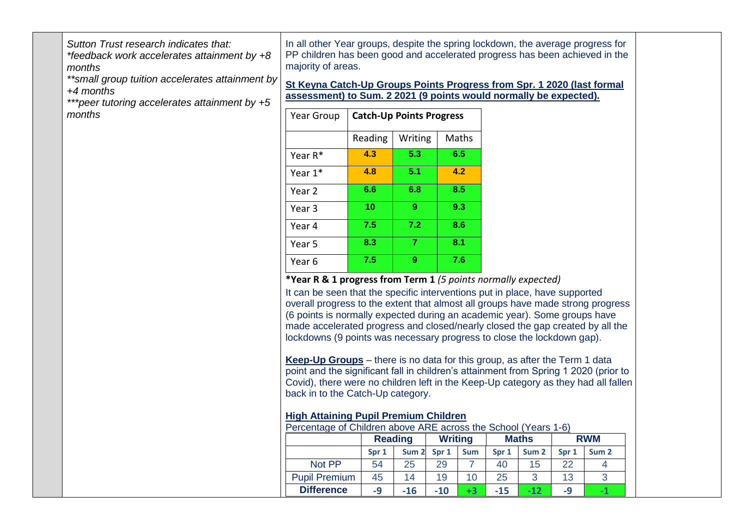*Sutton Trust research indicates that:*
*\*feedback work accelerates attainment by +8 months*
*\*\*small group tuition accelerates attainment by +4 months*
*\*\*\*peer tutoring accelerates attainment by +5 months*

In all other Year groups, despite the spring lockdown, the average progress for PP children has been good and accelerated progress has been achieved in the majority of areas.

**St Keyna Catch-Up Groups Points Progress from Spr. 1 2020 (last formal assessment) to Sum. 2 2021 (9 points would normally be expected).**

| Year Group | Catch-Up Points Progress | | |
|---|---|---|---|
| | Reading | Writing | Maths |
| Year R* | 4.3 | 5.3 | 6.5 |
| Year 1* | 4.8 | 5.1 | 4.2 |
| Year 2 | 6.6 | 6.8 | 8.5 |
| Year 3 | 10 | 9 | 9.3 |
| Year 4 | 7.5 | 7.2 | 8.6 |
| Year 5 | 8.3 | 7 | 8.1 |
| Year 6 | 7.5 | 9 | 7.6 |

**\*Year R & 1 progress from Term 1** *(5 points normally expected)*

It can be seen that the specific interventions put in place, have supported overall progress to the extent that almost all groups have made strong progress (6 points is normally expected during an academic year). Some groups have made accelerated progress and closed/nearly closed the gap created by all the lockdowns (9 points was necessary progress to close the lockdown gap).

**Keep-Up Groups** – there is no data for this group, as after the Term 1 data point and the significant fall in children's attainment from Spring 1 2020 (prior to Covid), there were no children left in the Keep-Up category as they had all fallen back in to the Catch-Up category.

**High Attaining Pupil Premium Children**

Percentage of Children above ARE across the School (Years 1-6)

| | Reading | | Writing | | Maths | | RWM | |
|---|---|---|---|---|---|---|---|---|
| | Spr 1 | Sum 2 | Spr 1 | Sum | Spr 1 | Sum 2 | Spr 1 | Sum 2 |
| Not PP | 54 | 25 | 29 | 7 | 40 | 15 | 22 | 4 |
| Pupil Premium | 45 | 14 | 19 | 10 | 25 | 3 | 13 | 3 |
| **Difference** | **-9** | **-16** | **-10** | **+3** | **-15** | **-12** | **-9** | **-1** |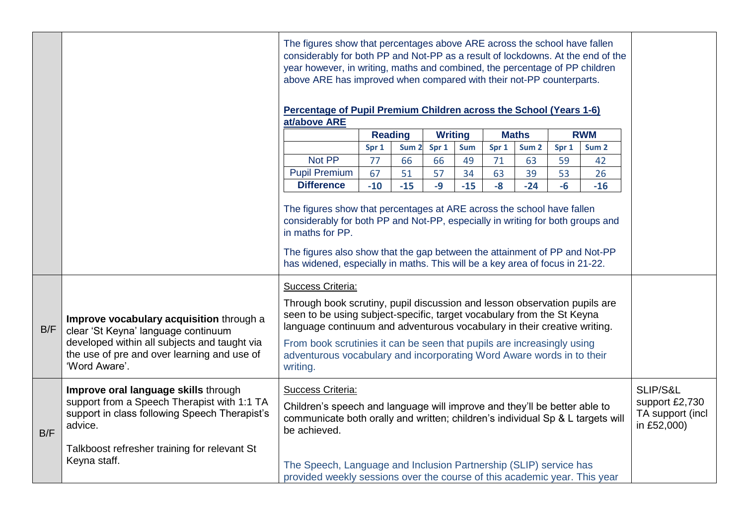| | | | |
|---|---|---|---|
| | | The figures show that percentages above ARE across the school have fallen considerably for both PP and Not-PP as a result of lockdowns. At the end of the year however, in writing, maths and combined, the percentage of PP children above ARE has improved when compared with their not-PP counterparts.<br><br>**Percentage of Pupil Premium Children across the School (Years 1-6) at/above ARE** (see table below)<br><br>The figures show that percentages at ARE across the school have fallen considerably for both PP and Not-PP, especially in writing for both groups and in maths for PP.<br><br>The figures also show that the gap between the attainment of PP and Not-PP has widened, especially in maths. This will be a key area of focus in 21-22. | |
| B/F | **Improve vocabulary acquisition** through a clear 'St Keyna' language continuum developed within all subjects and taught via the use of pre and over learning and use of 'Word Aware'. | Success Criteria:<br><br>Through book scrutiny, pupil discussion and lesson observation pupils are seen to be using subject-specific, target vocabulary from the St Keyna language continuum and adventurous vocabulary in their creative writing.<br><br>From book scrutinies it can be seen that pupils are increasingly using adventurous vocabulary and incorporating Word Aware words in to their writing. | |
| B/F | **Improve oral language skills** through support from a Speech Therapist with 1:1 TA support in class following Speech Therapist's advice.<br><br>Talkboost refresher training for relevant St Keyna staff. | Success Criteria:<br><br>Children's speech and language will improve and they'll be better able to communicate both orally and written; children's individual Sp & L targets will be achieved.<br><br>The Speech, Language and Inclusion Partnership (SLIP) service has provided weekly sessions over the course of this academic year. This year | SLIP/S&L support £2,730 TA support (incl in £52,000) |

**Percentage of Pupil Premium Children across the School (Years 1-6) at/above ARE**

| | Reading | | Writing | | Maths | | RWM | |
|---|---|---|---|---|---|---|---|---|
| | Spr 1 | Sum 2 | Spr 1 | Sum | Spr 1 | Sum 2 | Spr 1 | Sum 2 |
| Not PP | 77 | 66 | 66 | 49 | 71 | 63 | 59 | 42 |
| Pupil Premium | 67 | 51 | 57 | 34 | 63 | 39 | 53 | 26 |
| **Difference** | **-10** | **-15** | **-9** | **-15** | **-8** | **-24** | **-6** | **-16** |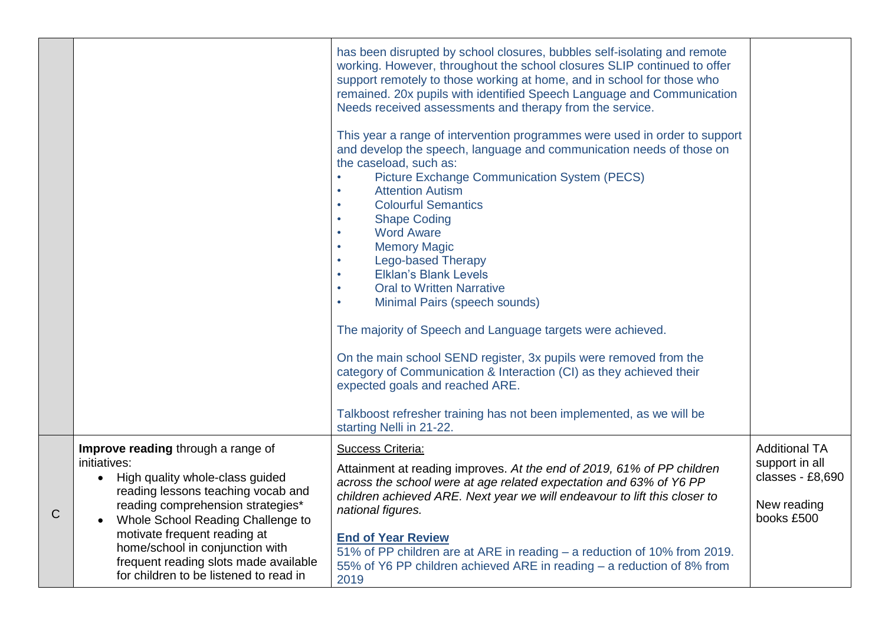| | | | |
|---|---|---|---|
| | | has been disrupted by school closures, bubbles self-isolating and remote working. However, throughout the school closures SLIP continued to offer support remotely to those working at home, and in school for those who remained. 20x pupils with identified Speech Language and Communication Needs received assessments and therapy from the service.<br><br>This year a range of intervention programmes were used in order to support and develop the speech, language and communication needs of those on the caseload, such as:<br>• Picture Exchange Communication System (PECS)<br>• Attention Autism<br>• Colourful Semantics<br>• Shape Coding<br>• Word Aware<br>• Memory Magic<br>• Lego-based Therapy<br>• Elklan's Blank Levels<br>• Oral to Written Narrative<br>• Minimal Pairs (speech sounds)<br><br>The majority of Speech and Language targets were achieved.<br><br>On the main school SEND register, 3x pupils were removed from the category of Communication & Interaction (CI) as they achieved their expected goals and reached ARE.<br><br>Talkboost refresher training has not been implemented, as we will be starting Nelli in 21-22. | |
| C | **Improve reading** through a range of initiatives:<br>• High quality whole-class guided reading lessons teaching vocab and reading comprehension strategies*<br>• Whole School Reading Challenge to motivate frequent reading at home/school in conjunction with frequent reading slots made available for children to be listened to read in | <u>Success Criteria:</u><br><br>Attainment at reading improves. *At the end of 2019, 61% of PP children across the school were at age related expectation and 63% of Y6 PP children achieved ARE. Next year we will endeavour to lift this closer to national figures.*<br><br>**<u>End of Year Review</u>**<br>51% of PP children are at ARE in reading – a reduction of 10% from 2019.<br>55% of Y6 PP children achieved ARE in reading – a reduction of 8% from 2019 | Additional TA support in all classes - £8,690<br><br>New reading books £500 |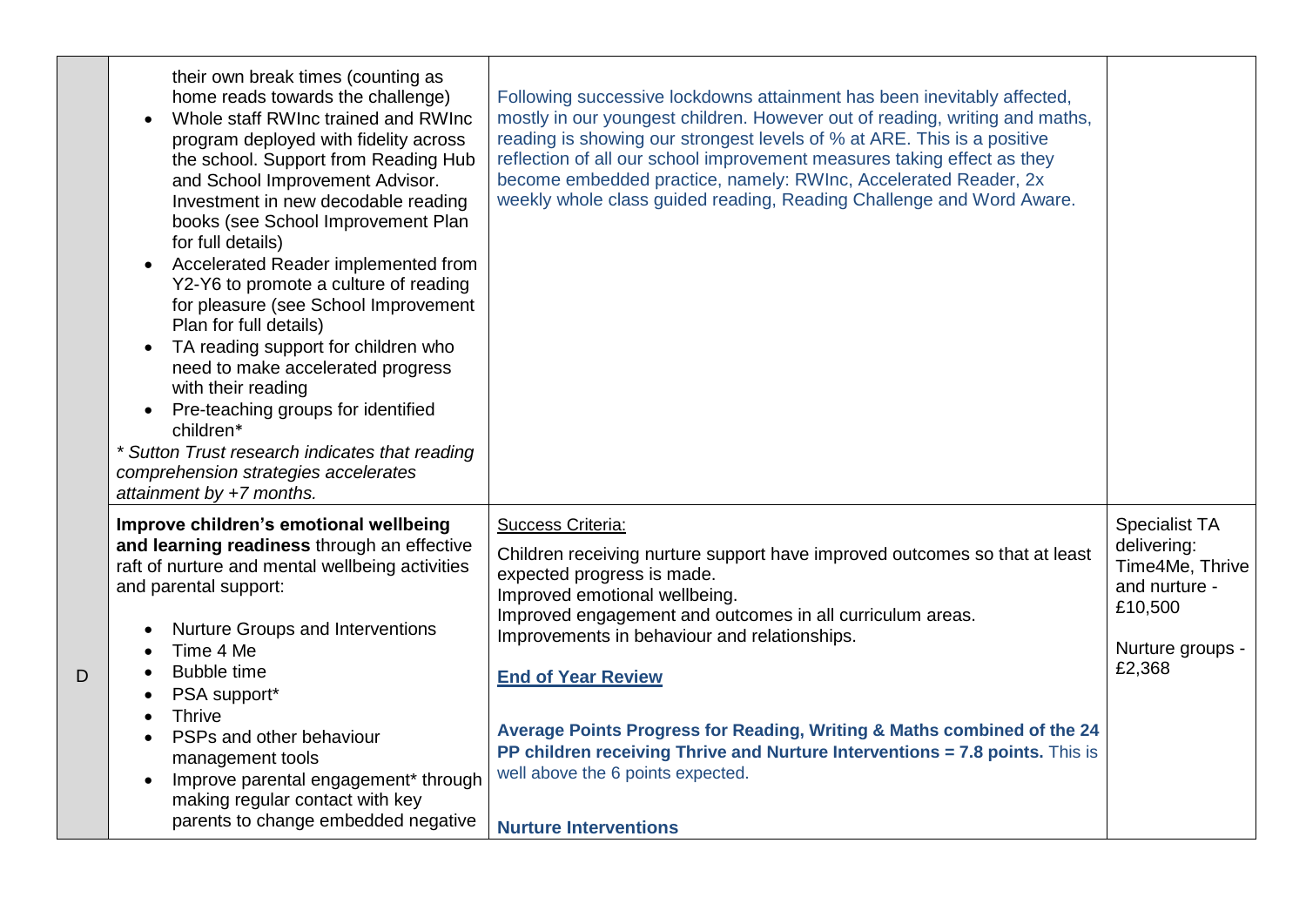| | | | |
|---|---|---|---|
| | their own break times (counting as home reads towards the challenge)<br>• Whole staff RWInc trained and RWInc program deployed with fidelity across the school. Support from Reading Hub and School Improvement Advisor. Investment in new decodable reading books (see School Improvement Plan for full details)<br>• Accelerated Reader implemented from Y2-Y6 to promote a culture of reading for pleasure (see School Improvement Plan for full details)<br>• TA reading support for children who need to make accelerated progress with their reading<br>• Pre-teaching groups for identified children*<br>*\* Sutton Trust research indicates that reading comprehension strategies accelerates attainment by +7 months.* | Following successive lockdowns attainment has been inevitably affected, mostly in our youngest children. However out of reading, writing and maths, reading is showing our strongest levels of % at ARE. This is a positive reflection of all our school improvement measures taking effect as they become embedded practice, namely: RWInc, Accelerated Reader, 2x weekly whole class guided reading, Reading Challenge and Word Aware. | |
| D | **Improve children's emotional wellbeing and learning readiness** through an effective raft of nurture and mental wellbeing activities and parental support:<br>• Nurture Groups and Interventions<br>• Time 4 Me<br>• Bubble time<br>• PSA support*<br>• Thrive<br>• PSPs and other behaviour management tools<br>• Improve parental engagement* through making regular contact with key parents to change embedded negative | Success Criteria:<br>Children receiving nurture support have improved outcomes so that at least expected progress is made.<br>Improved emotional wellbeing.<br>Improved engagement and outcomes in all curriculum areas.<br>Improvements in behaviour and relationships.<br><br>**End of Year Review**<br><br>**Average Points Progress for Reading, Writing & Maths combined of the 24 PP children receiving Thrive and Nurture Interventions = 7.8 points.** This is well above the 6 points expected.<br><br>**Nurture Interventions** | Specialist TA delivering: Time4Me, Thrive and nurture - £10,500<br><br>Nurture groups - £2,368 |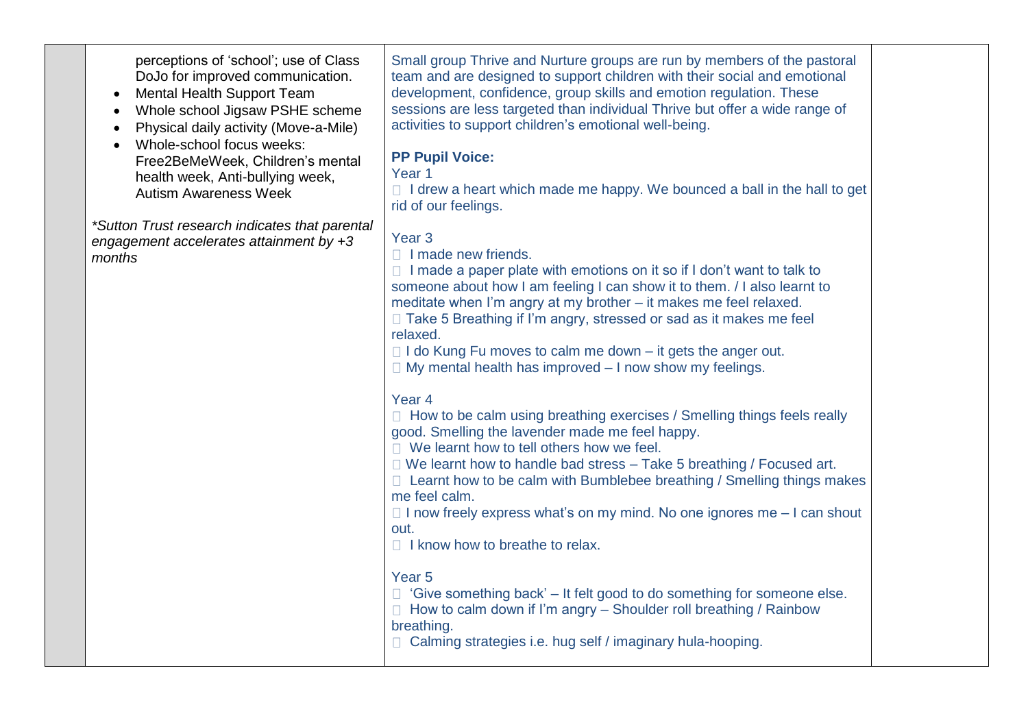| | | | |
|---|---|---|---|
| | perceptions of 'school'; use of Class DoJo for improved communication.<br>• Mental Health Support Team<br>• Whole school Jigsaw PSHE scheme<br>• Physical daily activity (Move-a-Mile)<br>• Whole-school focus weeks: Free2BeMeWeek, Children's mental health week, Anti-bullying week, Autism Awareness Week<br><br>*\*Sutton Trust research indicates that parental engagement accelerates attainment by +3 months* | Small group Thrive and Nurture groups are run by members of the pastoral team and are designed to support children with their social and emotional development, confidence, group skills and emotion regulation. These sessions are less targeted than individual Thrive but offer a wide range of activities to support children's emotional well-being.<br><br>**PP Pupil Voice:**<br>Year 1<br>• I drew a heart which made me happy. We bounced a ball in the hall to get rid of our feelings.<br><br>Year 3<br>• I made new friends.<br>• I made a paper plate with emotions on it so if I don't want to talk to someone about how I am feeling I can show it to them. / I also learnt to meditate when I'm angry at my brother – it makes me feel relaxed.<br>• Take 5 Breathing if I'm angry, stressed or sad as it makes me feel relaxed.<br>• I do Kung Fu moves to calm me down – it gets the anger out.<br>• My mental health has improved – I now show my feelings.<br><br>Year 4<br>• How to be calm using breathing exercises / Smelling things feels really good. Smelling the lavender made me feel happy.<br>• We learnt how to tell others how we feel.<br>• We learnt how to handle bad stress – Take 5 breathing / Focused art.<br>• Learnt how to be calm with Bumblebee breathing / Smelling things makes me feel calm.<br>• I now freely express what's on my mind. No one ignores me – I can shout out.<br>• I know how to breathe to relax.<br><br>Year 5<br>• 'Give something back' – It felt good to do something for someone else.<br>• How to calm down if I'm angry – Shoulder roll breathing / Rainbow breathing.<br>• Calming strategies i.e. hug self / imaginary hula-hooping. | |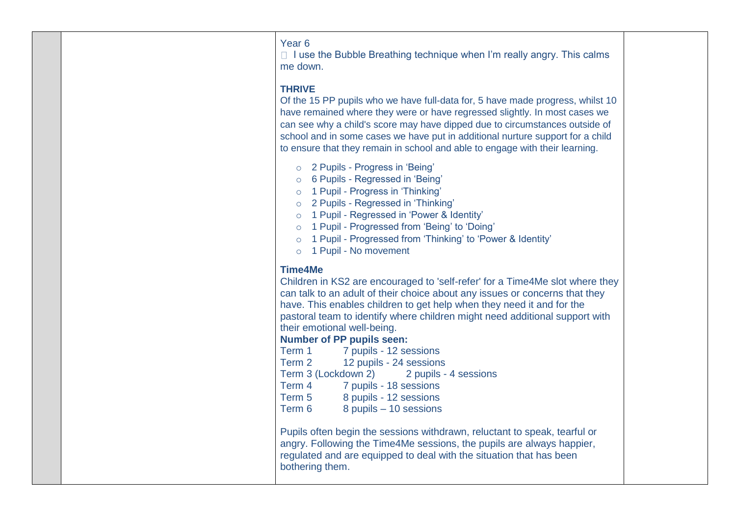| | | | |
|---|---|---|---|
| | | Year 6<br>- I use the Bubble Breathing technique when I'm really angry. This calms me down.<br><br>**THRIVE**<br>Of the 15 PP pupils who we have full-data for, 5 have made progress, whilst 10 have remained where they were or have regressed slightly. In most cases we can see why a child's score may have dipped due to circumstances outside of school and in some cases we have put in additional nurture support for a child to ensure that they remain in school and able to engage with their learning.<br><br>- 2 Pupils - Progress in 'Being'<br>- 6 Pupils - Regressed in 'Being'<br>- 1 Pupil - Progress in 'Thinking'<br>- 2 Pupils - Regressed in 'Thinking'<br>- 1 Pupil - Regressed in 'Power & Identity'<br>- 1 Pupil - Progressed from 'Being' to 'Doing'<br>- 1 Pupil - Progressed from 'Thinking' to 'Power & Identity'<br>- 1 Pupil - No movement<br><br>**Time4Me**<br>Children in KS2 are encouraged to 'self-refer' for a Time4Me slot where they can talk to an adult of their choice about any issues or concerns that they have. This enables children to get help when they need it and for the pastoral team to identify where children might need additional support with their emotional well-being.<br>**Number of PP pupils seen:**<br>Term 1 7 pupils - 12 sessions<br>Term 2 12 pupils - 24 sessions<br>Term 3 (Lockdown 2) 2 pupils - 4 sessions<br>Term 4 7 pupils - 18 sessions<br>Term 5 8 pupils - 12 sessions<br>Term 6 8 pupils – 10 sessions<br><br>Pupils often begin the sessions withdrawn, reluctant to speak, tearful or angry. Following the Time4Me sessions, the pupils are always happier, regulated and are equipped to deal with the situation that has been bothering them. | |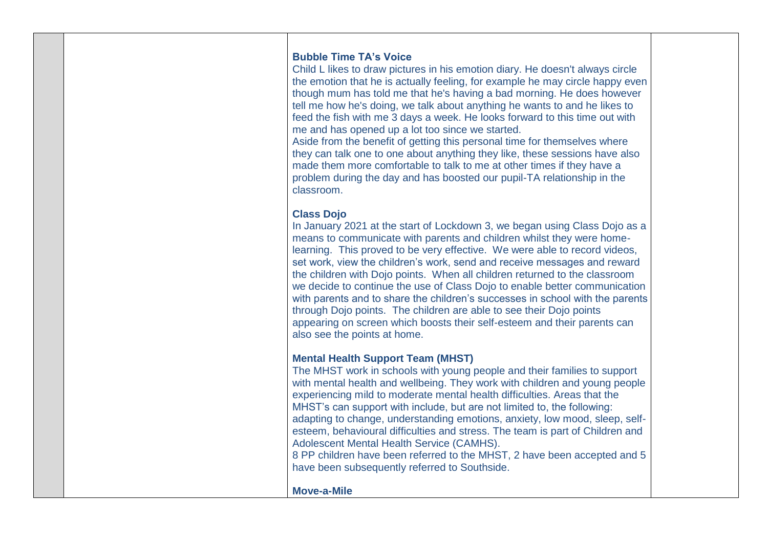**Bubble Time TA's Voice**

Child L likes to draw pictures in his emotion diary. He doesn't always circle the emotion that he is actually feeling, for example he may circle happy even though mum has told me that he's having a bad morning. He does however tell me how he's doing, we talk about anything he wants to and he likes to feed the fish with me 3 days a week. He looks forward to this time out with me and has opened up a lot too since we started.

Aside from the benefit of getting this personal time for themselves where they can talk one to one about anything they like, these sessions have also made them more comfortable to talk to me at other times if they have a problem during the day and has boosted our pupil-TA relationship in the classroom.

**Class Dojo**

In January 2021 at the start of Lockdown 3, we began using Class Dojo as a means to communicate with parents and children whilst they were home-learning. This proved to be very effective. We were able to record videos, set work, view the children's work, send and receive messages and reward the children with Dojo points. When all children returned to the classroom we decide to continue the use of Class Dojo to enable better communication with parents and to share the children's successes in school with the parents through Dojo points. The children are able to see their Dojo points appearing on screen which boosts their self-esteem and their parents can also see the points at home.

**Mental Health Support Team (MHST)**

The MHST work in schools with young people and their families to support with mental health and wellbeing. They work with children and young people experiencing mild to moderate mental health difficulties. Areas that the MHST's can support with include, but are not limited to, the following: adapting to change, understanding emotions, anxiety, low mood, sleep, self-esteem, behavioural difficulties and stress. The team is part of Children and Adolescent Mental Health Service (CAMHS).

8 PP children have been referred to the MHST, 2 have been accepted and 5 have been subsequently referred to Southside.

**Move-a-Mile**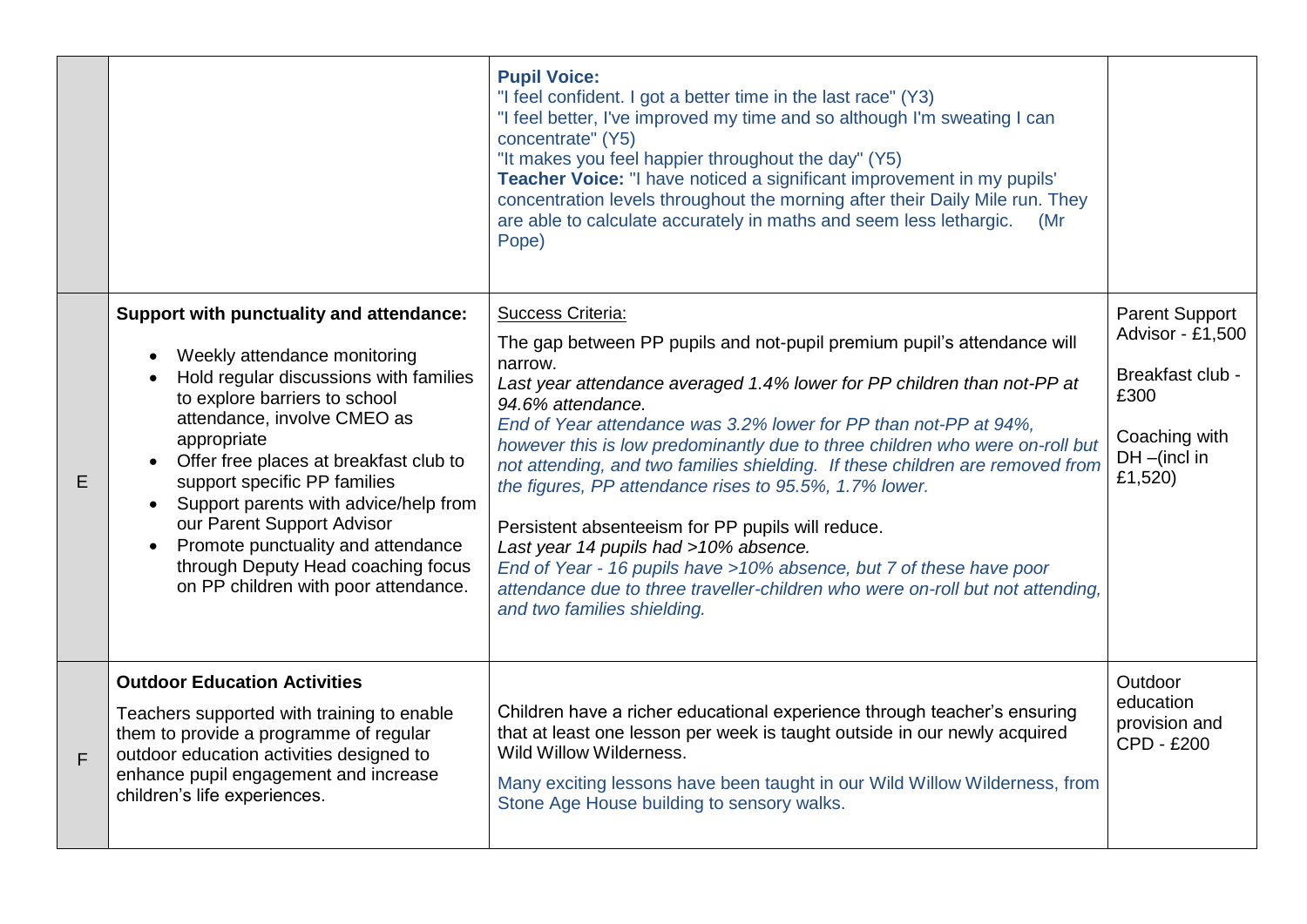| | | | |
|---|---|---|---|
| | | **Pupil Voice:**<br>"I feel confident. I got a better time in the last race" (Y3)<br>"I feel better, I've improved my time and so although I'm sweating I can concentrate" (Y5)<br>"It makes you feel happier throughout the day" (Y5)<br>**Teacher Voice:** "I have noticed a significant improvement in my pupils' concentration levels throughout the morning after their Daily Mile run. They are able to calculate accurately in maths and seem less lethargic. (Mr Pope) | |
| E | **Support with punctuality and attendance:**<br>• Weekly attendance monitoring<br>• Hold regular discussions with families to explore barriers to school attendance, involve CMEO as appropriate<br>• Offer free places at breakfast club to support specific PP families<br>• Support parents with advice/help from our Parent Support Advisor<br>• Promote punctuality and attendance through Deputy Head coaching focus on PP children with poor attendance. | Success Criteria:<br>The gap between PP pupils and not-pupil premium pupil's attendance will narrow.<br>*Last year attendance averaged 1.4% lower for PP children than not-PP at 94.6% attendance.*<br>*End of Year attendance was 3.2% lower for PP than not-PP at 94%, however this is low predominantly due to three children who were on-roll but not attending, and two families shielding. If these children are removed from the figures, PP attendance rises to 95.5%, 1.7% lower.*<br><br>Persistent absenteeism for PP pupils will reduce.<br>*Last year 14 pupils had >10% absence.*<br>*End of Year - 16 pupils have >10% absence, but 7 of these have poor attendance due to three traveller-children who were on-roll but not attending, and two families shielding.* | Parent Support Advisor - £1,500<br><br>Breakfast club - £300<br><br>Coaching with DH –(incl in £1,520) |
| F | **Outdoor Education Activities**<br>Teachers supported with training to enable them to provide a programme of regular outdoor education activities designed to enhance pupil engagement and increase children's life experiences. | Children have a richer educational experience through teacher's ensuring that at least one lesson per week is taught outside in our newly acquired Wild Willow Wilderness.<br><br>Many exciting lessons have been taught in our Wild Willow Wilderness, from Stone Age House building to sensory walks. | Outdoor education provision and CPD - £200 |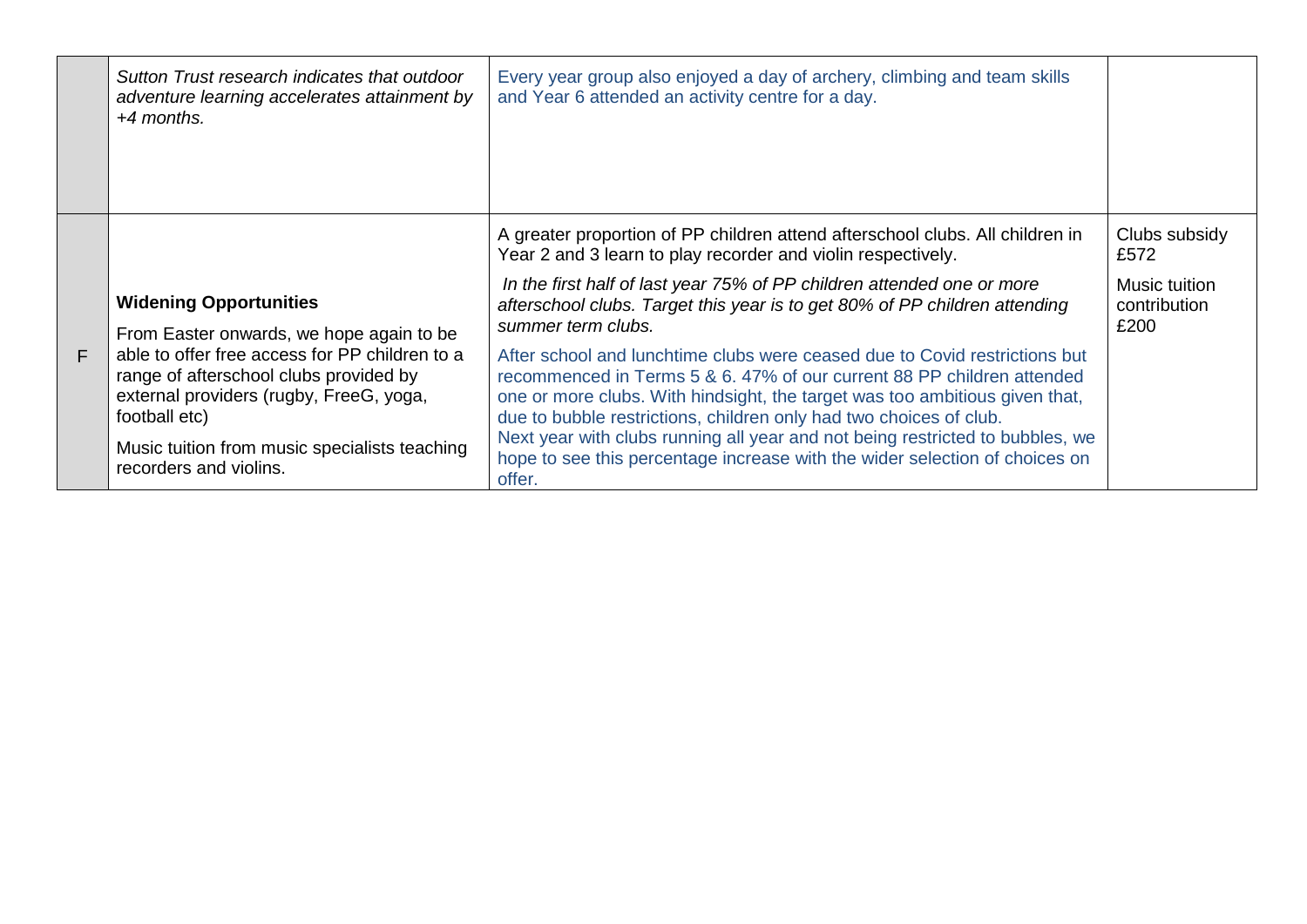| | | | |
|---|---|---|---|
| | *Sutton Trust research indicates that outdoor adventure learning accelerates attainment by +4 months.* | Every year group also enjoyed a day of archery, climbing and team skills and Year 6 attended an activity centre for a day. | |
| F | **Widening Opportunities**<br><br>From Easter onwards, we hope again to be able to offer free access for PP children to a range of afterschool clubs provided by external providers (rugby, FreeG, yoga, football etc)<br><br>Music tuition from music specialists teaching recorders and violins. | A greater proportion of PP children attend afterschool clubs. All children in Year 2 and 3 learn to play recorder and violin respectively.<br><br>*In the first half of last year 75% of PP children attended one or more afterschool clubs. Target this year is to get 80% of PP children attending summer term clubs.*<br><br>After school and lunchtime clubs were ceased due to Covid restrictions but recommenced in Terms 5 & 6. 47% of our current 88 PP children attended one or more clubs. With hindsight, the target was too ambitious given that, due to bubble restrictions, children only had two choices of club.<br>Next year with clubs running all year and not being restricted to bubbles, we hope to see this percentage increase with the wider selection of choices on offer. | Clubs subsidy £572<br><br>Music tuition contribution £200 |